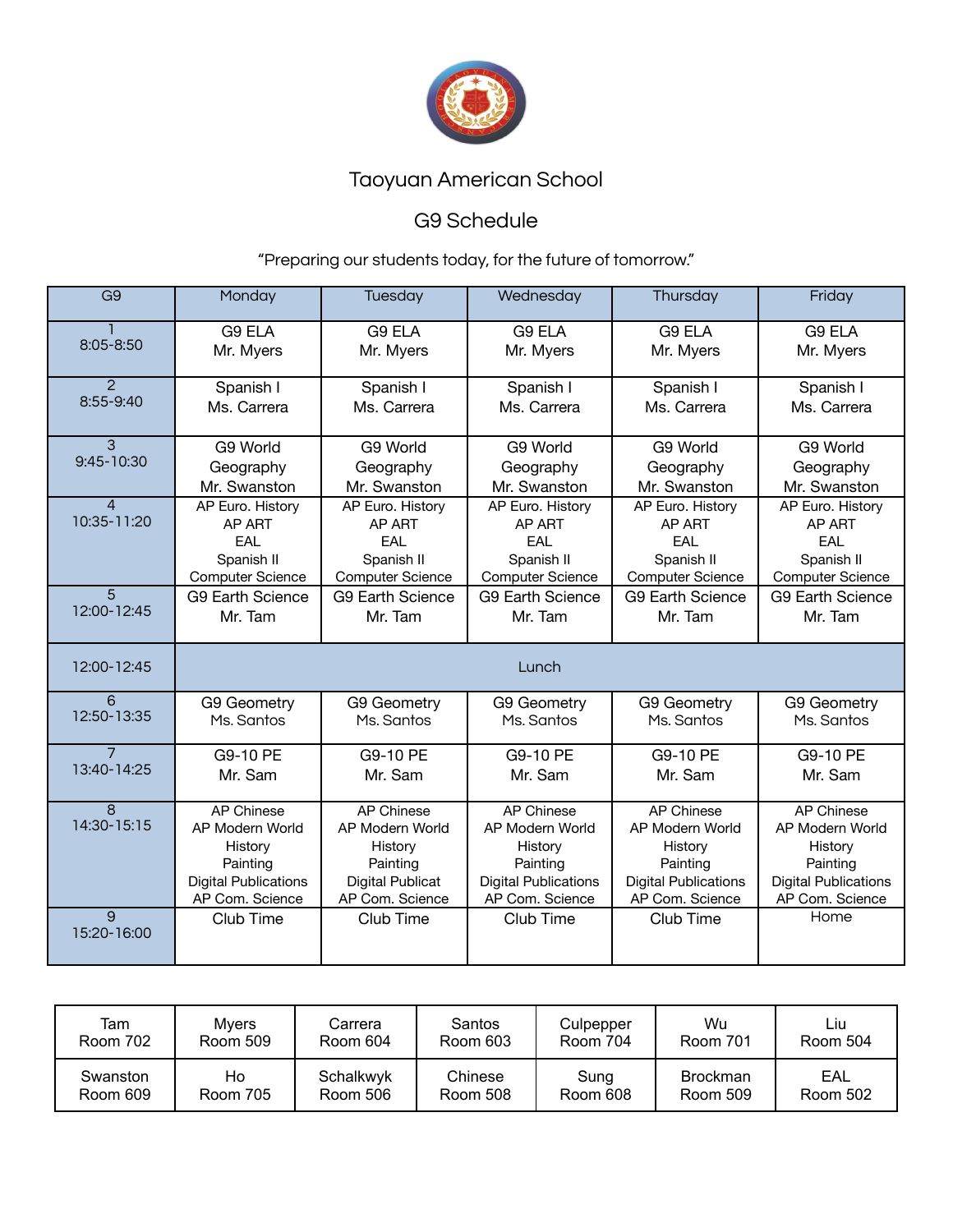# Taoyuan American School

## G9 Schedule

"Preparing our students today, for the future of tomorrow."

| G9 | Monday | Tuesday | Wednesday | Thursday | Friday |
|---|---|---|---|---|---|
| 1<br>8:05-8:50 | G9 ELA<br>Mr. Myers | G9 ELA<br>Mr. Myers | G9 ELA<br>Mr. Myers | G9 ELA<br>Mr. Myers | G9 ELA<br>Mr. Myers |
| 2<br>8:55-9:40 | Spanish I<br>Ms. Carrera | Spanish I<br>Ms. Carrera | Spanish I<br>Ms. Carrera | Spanish I<br>Ms. Carrera | Spanish I<br>Ms. Carrera |
| 3<br>9:45-10:30 | G9 World Geography<br>Mr. Swanston | G9 World Geography<br>Mr. Swanston | G9 World Geography<br>Mr. Swanston | G9 World Geography<br>Mr. Swanston | G9 World Geography<br>Mr. Swanston |
| 4<br>10:35-11:20 | AP Euro. History<br>AP ART<br>EAL<br>Spanish II<br>Computer Science | AP Euro. History<br>AP ART<br>EAL<br>Spanish II<br>Computer Science | AP Euro. History<br>AP ART<br>EAL<br>Spanish II<br>Computer Science | AP Euro. History<br>AP ART<br>EAL<br>Spanish II<br>Computer Science | AP Euro. History<br>AP ART<br>EAL<br>Spanish II<br>Computer Science |
| 5<br>12:00-12:45 | G9 Earth Science<br>Mr. Tam | G9 Earth Science<br>Mr. Tam | G9 Earth Science<br>Mr. Tam | G9 Earth Science<br>Mr. Tam | G9 Earth Science<br>Mr. Tam |
| 12:00-12:45 | Lunch | | | | |
| 6<br>12:50-13:35 | G9 Geometry<br>Ms. Santos | G9 Geometry<br>Ms. Santos | G9 Geometry<br>Ms. Santos | G9 Geometry<br>Ms. Santos | G9 Geometry<br>Ms. Santos |
| 7<br>13:40-14:25 | G9-10 PE<br>Mr. Sam | G9-10 PE<br>Mr. Sam | G9-10 PE<br>Mr. Sam | G9-10 PE<br>Mr. Sam | G9-10 PE<br>Mr. Sam |
| 8<br>14:30-15:15 | AP Chinese<br>AP Modern World History<br>Painting<br>Digital Publications<br>AP Com. Science | AP Chinese<br>AP Modern World History<br>Painting<br>Digital Publicat<br>AP Com. Science | AP Chinese<br>AP Modern World History<br>Painting<br>Digital Publications<br>AP Com. Science | AP Chinese<br>AP Modern World History<br>Painting<br>Digital Publications<br>AP Com. Science | AP Chinese<br>AP Modern World History<br>Painting<br>Digital Publications<br>AP Com. Science |
| 9<br>15:20-16:00 | Club Time | Club Time | Club Time | Club Time | Home |

| | | | | | | |
|---|---|---|---|---|---|---|
| Tam<br>Room 702 | Myers<br>Room 509 | Carrera<br>Room 604 | Santos<br>Room 603 | Culpepper<br>Room 704 | Wu<br>Room 701 | Liu<br>Room 504 |
| Swanston<br>Room 609 | Ho<br>Room 705 | Schalkwyk<br>Room 506 | Chinese<br>Room 508 | Sung<br>Room 608 | Brockman<br>Room 509 | EAL<br>Room 502 |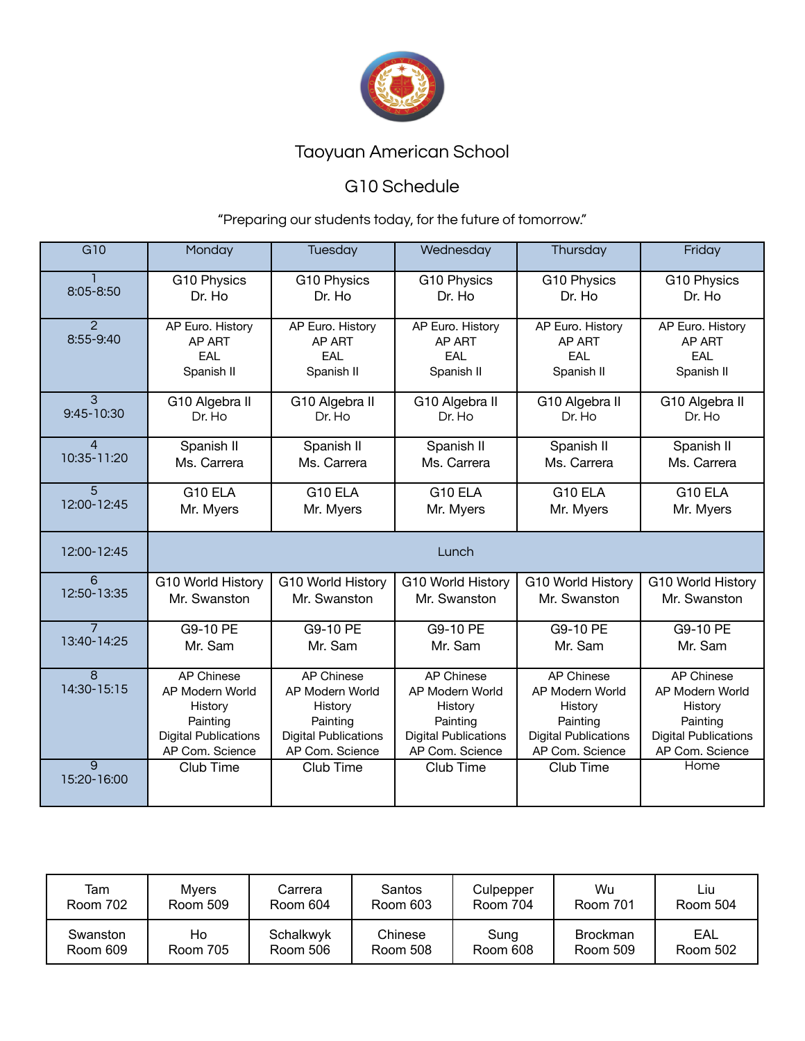# Taoyuan American School

## G10 Schedule

"Preparing our students today, for the future of tomorrow."

| G10 | Monday | Tuesday | Wednesday | Thursday | Friday |
|---|---|---|---|---|---|
| 1<br>8:05-8:50 | G10 Physics<br>Dr. Ho | G10 Physics<br>Dr. Ho | G10 Physics<br>Dr. Ho | G10 Physics<br>Dr. Ho | G10 Physics<br>Dr. Ho |
| 2<br>8:55-9:40 | AP Euro. History<br>AP ART<br>EAL<br>Spanish II | AP Euro. History<br>AP ART<br>EAL<br>Spanish II | AP Euro. History<br>AP ART<br>EAL<br>Spanish II | AP Euro. History<br>AP ART<br>EAL<br>Spanish II | AP Euro. History<br>AP ART<br>EAL<br>Spanish II |
| 3<br>9:45-10:30 | G10 Algebra II<br>Dr. Ho | G10 Algebra II<br>Dr. Ho | G10 Algebra II<br>Dr. Ho | G10 Algebra II<br>Dr. Ho | G10 Algebra II<br>Dr. Ho |
| 4<br>10:35-11:20 | Spanish II<br>Ms. Carrera | Spanish II<br>Ms. Carrera | Spanish II<br>Ms. Carrera | Spanish II<br>Ms. Carrera | Spanish II<br>Ms. Carrera |
| 5<br>12:00-12:45 | G10 ELA<br>Mr. Myers | G10 ELA<br>Mr. Myers | G10 ELA<br>Mr. Myers | G10 ELA<br>Mr. Myers | G10 ELA<br>Mr. Myers |
| 12:00-12:45 | Lunch | | | | |
| 6<br>12:50-13:35 | G10 World History<br>Mr. Swanston | G10 World History<br>Mr. Swanston | G10 World History<br>Mr. Swanston | G10 World History<br>Mr. Swanston | G10 World History<br>Mr. Swanston |
| 7<br>13:40-14:25 | G9-10 PE<br>Mr. Sam | G9-10 PE<br>Mr. Sam | G9-10 PE<br>Mr. Sam | G9-10 PE<br>Mr. Sam | G9-10 PE<br>Mr. Sam |
| 8<br>14:30-15:15 | AP Chinese<br>AP Modern World History<br>Painting<br>Digital Publications<br>AP Com. Science | AP Chinese<br>AP Modern World History<br>Painting<br>Digital Publications<br>AP Com. Science | AP Chinese<br>AP Modern World History<br>Painting<br>Digital Publications<br>AP Com. Science | AP Chinese<br>AP Modern World History<br>Painting<br>Digital Publications<br>AP Com. Science | AP Chinese<br>AP Modern World History<br>Painting<br>Digital Publications<br>AP Com. Science |
| 9<br>15:20-16:00 | Club Time | Club Time | Club Time | Club Time | Home |

| Tam<br>Room 702 | Myers<br>Room 509 | Carrera<br>Room 604 | Santos<br>Room 603 | Culpepper<br>Room 704 | Wu<br>Room 701 | Liu<br>Room 504 |
|---|---|---|---|---|---|---|
| Swanston<br>Room 609 | Ho<br>Room 705 | Schalkwyk<br>Room 506 | Chinese<br>Room 508 | Sung<br>Room 608 | Brockman<br>Room 509 | EAL<br>Room 502 |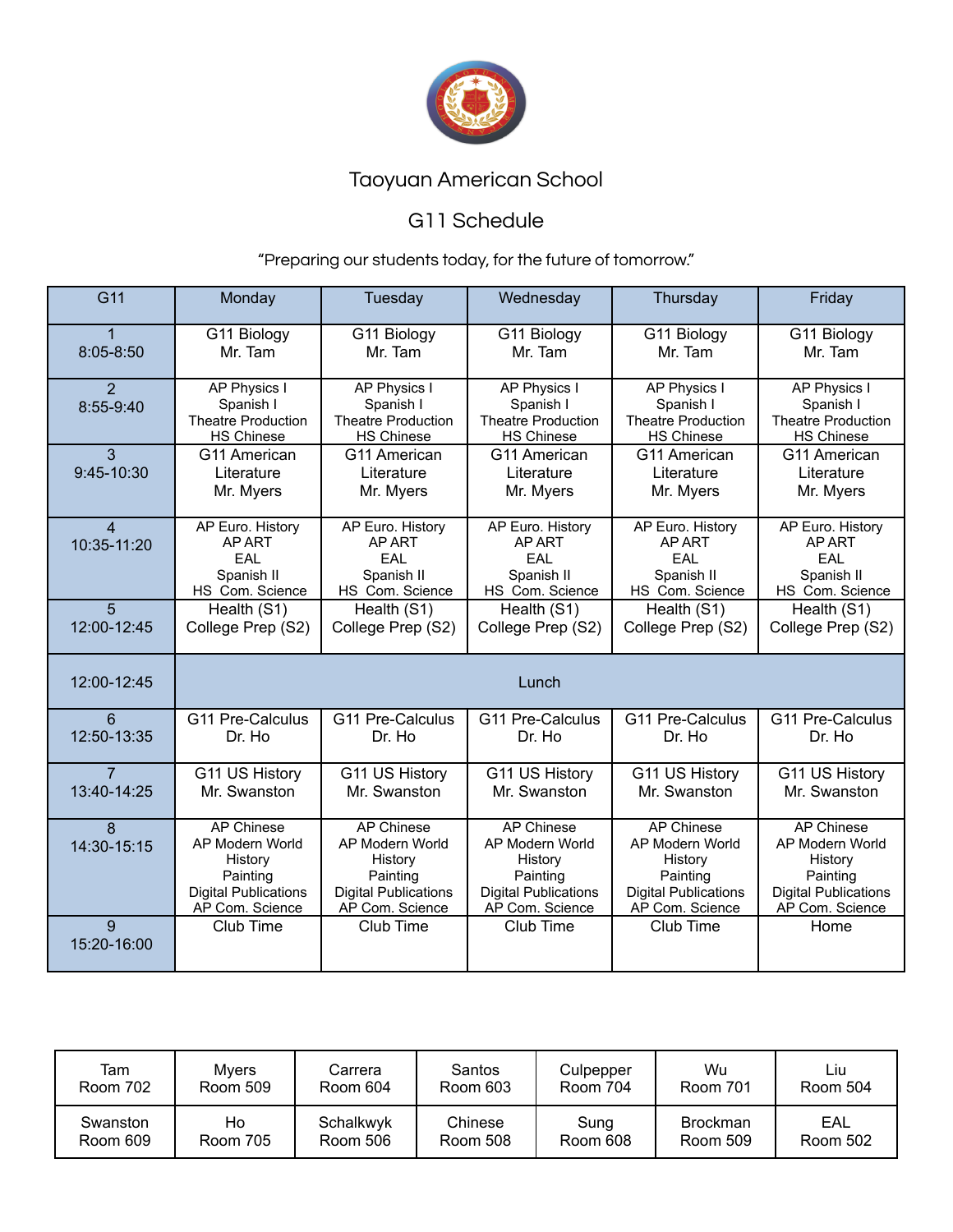# Taoyuan American School

## G11 Schedule

"Preparing our students today, for the future of tomorrow."

| G11 | Monday | Tuesday | Wednesday | Thursday | Friday |
|---|---|---|---|---|---|
| 1<br>8:05-8:50 | G11 Biology<br>Mr. Tam | G11 Biology<br>Mr. Tam | G11 Biology<br>Mr. Tam | G11 Biology<br>Mr. Tam | G11 Biology<br>Mr. Tam |
| 2<br>8:55-9:40 | AP Physics I<br>Spanish I<br>Theatre Production<br>HS Chinese | AP Physics I<br>Spanish I<br>Theatre Production<br>HS Chinese | AP Physics I<br>Spanish I<br>Theatre Production<br>HS Chinese | AP Physics I<br>Spanish I<br>Theatre Production<br>HS Chinese | AP Physics I<br>Spanish I<br>Theatre Production<br>HS Chinese |
| 3<br>9:45-10:30 | G11 American Literature<br>Mr. Myers | G11 American Literature<br>Mr. Myers | G11 American Literature<br>Mr. Myers | G11 American Literature<br>Mr. Myers | G11 American Literature<br>Mr. Myers |
| 4<br>10:35-11:20 | AP Euro. History<br>AP ART<br>EAL<br>Spanish II<br>HS Com. Science | AP Euro. History<br>AP ART<br>EAL<br>Spanish II<br>HS Com. Science | AP Euro. History<br>AP ART<br>EAL<br>Spanish II<br>HS Com. Science | AP Euro. History<br>AP ART<br>EAL<br>Spanish II<br>HS Com. Science | AP Euro. History<br>AP ART<br>EAL<br>Spanish II<br>HS Com. Science |
| 5<br>12:00-12:45 | Health (S1)<br>College Prep (S2) | Health (S1)<br>College Prep (S2) | Health (S1)<br>College Prep (S2) | Health (S1)<br>College Prep (S2) | Health (S1)<br>College Prep (S2) |
| 12:00-12:45 | Lunch | | | | |
| 6<br>12:50-13:35 | G11 Pre-Calculus<br>Dr. Ho | G11 Pre-Calculus<br>Dr. Ho | G11 Pre-Calculus<br>Dr. Ho | G11 Pre-Calculus<br>Dr. Ho | G11 Pre-Calculus<br>Dr. Ho |
| 7<br>13:40-14:25 | G11 US History<br>Mr. Swanston | G11 US History<br>Mr. Swanston | G11 US History<br>Mr. Swanston | G11 US History<br>Mr. Swanston | G11 US History<br>Mr. Swanston |
| 8<br>14:30-15:15 | AP Chinese<br>AP Modern World History<br>Painting<br>Digital Publications<br>AP Com. Science | AP Chinese<br>AP Modern World History<br>Painting<br>Digital Publications<br>AP Com. Science | AP Chinese<br>AP Modern World History<br>Painting<br>Digital Publications<br>AP Com. Science | AP Chinese<br>AP Modern World History<br>Painting<br>Digital Publications<br>AP Com. Science | AP Chinese<br>AP Modern World History<br>Painting<br>Digital Publications<br>AP Com. Science |
| 9<br>15:20-16:00 | Club Time | Club Time | Club Time | Club Time | Home |

| Tam<br>Room 702 | Myers<br>Room 509 | Carrera<br>Room 604 | Santos<br>Room 603 | Culpepper<br>Room 704 | Wu<br>Room 701 | Liu<br>Room 504 |
|---|---|---|---|---|---|---|
| Swanston<br>Room 609 | Ho<br>Room 705 | Schalkwyk<br>Room 506 | Chinese<br>Room 508 | Sung<br>Room 608 | Brockman<br>Room 509 | EAL<br>Room 502 |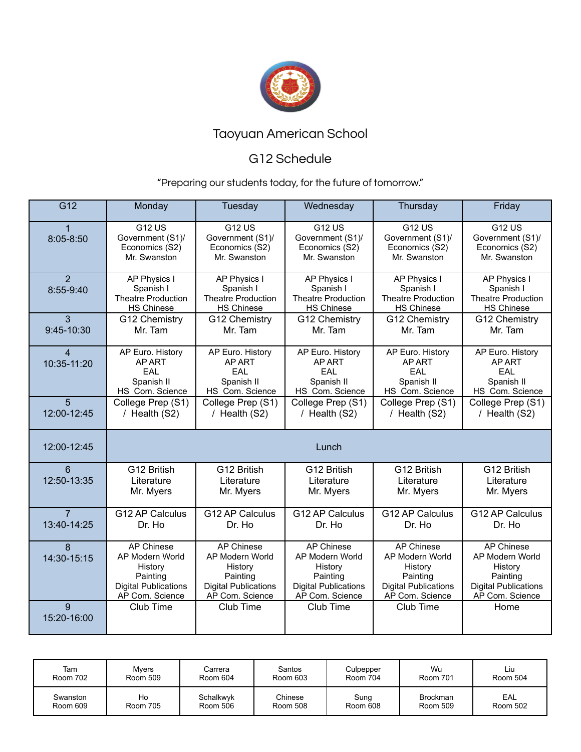Taoyuan American School

G12 Schedule

"Preparing our students today, for the future of tomorrow."

| G12 | Monday | Tuesday | Wednesday | Thursday | Friday |
|---|---|---|---|---|---|
| 1 8:05-8:50 | G12 US Government (S1)/ Economics (S2) Mr. Swanston | G12 US Government (S1)/ Economics (S2) Mr. Swanston | G12 US Government (S1)/ Economics (S2) Mr. Swanston | G12 US Government (S1)/ Economics (S2) Mr. Swanston | G12 US Government (S1)/ Economics (S2) Mr. Swanston |
| 2 8:55-9:40 | AP Physics I Spanish I Theatre Production HS Chinese | AP Physics I Spanish I Theatre Production HS Chinese | AP Physics I Spanish I Theatre Production HS Chinese | AP Physics I Spanish I Theatre Production HS Chinese | AP Physics I Spanish I Theatre Production HS Chinese |
| 3 9:45-10:30 | G12 Chemistry Mr. Tam | G12 Chemistry Mr. Tam | G12 Chemistry Mr. Tam | G12 Chemistry Mr. Tam | G12 Chemistry Mr. Tam |
| 4 10:35-11:20 | AP Euro. History AP ART EAL Spanish II HS Com. Science | AP Euro. History AP ART EAL Spanish II HS Com. Science | AP Euro. History AP ART EAL Spanish II HS Com. Science | AP Euro. History AP ART EAL Spanish II HS Com. Science | AP Euro. History AP ART EAL Spanish II HS Com. Science |
| 5 12:00-12:45 | College Prep (S1) / Health (S2) | College Prep (S1) / Health (S2) | College Prep (S1) / Health (S2) | College Prep (S1) / Health (S2) | College Prep (S1) / Health (S2) |
| 12:00-12:45 | Lunch | | | | |
| 6 12:50-13:35 | G12 British Literature Mr. Myers | G12 British Literature Mr. Myers | G12 British Literature Mr. Myers | G12 British Literature Mr. Myers | G12 British Literature Mr. Myers |
| 7 13:40-14:25 | G12 AP Calculus Dr. Ho | G12 AP Calculus Dr. Ho | G12 AP Calculus Dr. Ho | G12 AP Calculus Dr. Ho | G12 AP Calculus Dr. Ho |
| 8 14:30-15:15 | AP Chinese AP Modern World History Painting Digital Publications AP Com. Science | AP Chinese AP Modern World History Painting Digital Publications AP Com. Science | AP Chinese AP Modern World History Painting Digital Publications AP Com. Science | AP Chinese AP Modern World History Painting Digital Publications AP Com. Science | AP Chinese AP Modern World History Painting Digital Publications AP Com. Science |
| 9 15:20-16:00 | Club Time | Club Time | Club Time | Club Time | Home |

| | | | | | | |
|---|---|---|---|---|---|---|
| Tam Room 702 | Myers Room 509 | Carrera Room 604 | Santos Room 603 | Culpepper Room 704 | Wu Room 701 | Liu Room 504 |
| Swanston Room 609 | Ho Room 705 | Schalkwyk Room 506 | Chinese Room 508 | Sung Room 608 | Brockman Room 509 | EAL Room 502 |